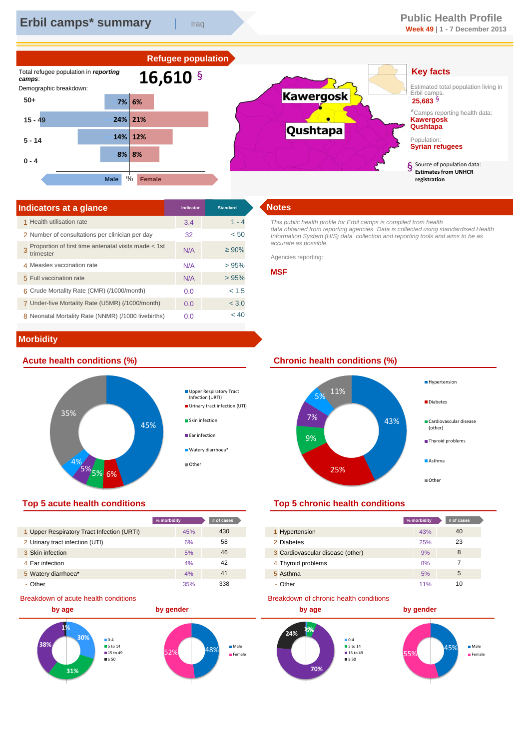# Erbil camps* summary | Iraq

**Public Health Profile**
**Week 49** | 1 - 7 December 2013

## Refugee population

Total refugee population in *reporting camps*: **16,610 §**

Demographic breakdown:

| Age | Male | Female |
|---|---|---|
| 50+ | 7% | 6% |
| 15 - 49 | 24% | 21% |
| 5 - 14 | 14% | 12% |
| 0 - 4 | 8% | 8% |

Kawergosk
Qushtapa

## Key facts

Estimated total population living in Erbil camps: **25,683 §**

*Camps reporting health data: **Kawergosk**, **Qushtapa**

Population: **Syrian refugees**

§ Source of population data: **Estimates from UNHCR registration**

## Indicators at a glance

| | Indicator | Indicator | Standard |
|---|---|---|---|
| 1 | Health utilisation rate | 3.4 | 1 - 4 |
| 2 | Number of consultations per clinician per day | 32 | < 50 |
| 3 | Proportion of first time antenatal visits made < 1st trimester | N/A | ≥ 90% |
| 4 | Measles vaccination rate | N/A | > 95% |
| 5 | Full vaccination rate | N/A | > 95% |
| 6 | Crude Mortality Rate (CMR) (/1000/month) | 0.0 | < 1.5 |
| 7 | Under-five Mortality Rate (U5MR) (/1000/month) | 0.0 | < 3.0 |
| 8 | Neonatal Mortality Rate (NNMR) (/1000 livebirths) | 0.0 | < 40 |

## Notes

*This public health profile for Erbil camps is compiled from health data obtained from reporting agencies. Data is collected using standardised Health Information System (HIS) data collection and reporting tools and aims to be as accurate as possible.*

Agencies reporting:

**MSF**

## Morbidity

### Acute health conditions (%)

Upper Respiratory Tract Infection (URTI) 45%; Urinary tract infection (UTI) 6%; Skin infection 5%; Ear infection 5%; Watery diarrhoea* 4%; Other 35%

### Chronic health conditions (%)

Hypertension 43%; Diabetes 25%; Cardiovascular disease (other) 9%; Thyroid problems 7%; Asthma 5%; Other 11%

### Top 5 acute health conditions

| | | % morbidity | # of cases |
|---|---|---|---|
| 1 | Upper Respiratory Tract Infection (URTI) | 45% | 430 |
| 2 | Urinary tract infection (UTI) | 6% | 58 |
| 3 | Skin infection | 5% | 46 |
| 4 | Ear infection | 4% | 42 |
| 5 | Watery diarrhoea* | 4% | 41 |
| - | Other | 35% | 338 |

### Top 5 chronic health conditions

| | | % morbidity | # of cases |
|---|---|---|---|
| 1 | Hypertension | 43% | 40 |
| 2 | Diabetes | 25% | 23 |
| 3 | Cardiovascular disease (other) | 9% | 8 |
| 4 | Thyroid problems | 8% | 7 |
| 5 | Asthma | 5% | 5 |
| - | Other | 11% | 10 |

### Breakdown of acute health conditions

**by age:** 0-4 30%; 5 to 14 31%; 15 to 49 38%; ≥ 50 1%

**by gender:** Male 48%; Female 52%

### Breakdown of chronic health conditions

**by age:** 0-4 1%; 5 to 14 5%; 15 to 49 70%; ≥ 50 24%

**by gender:** Male 45%; Female 55%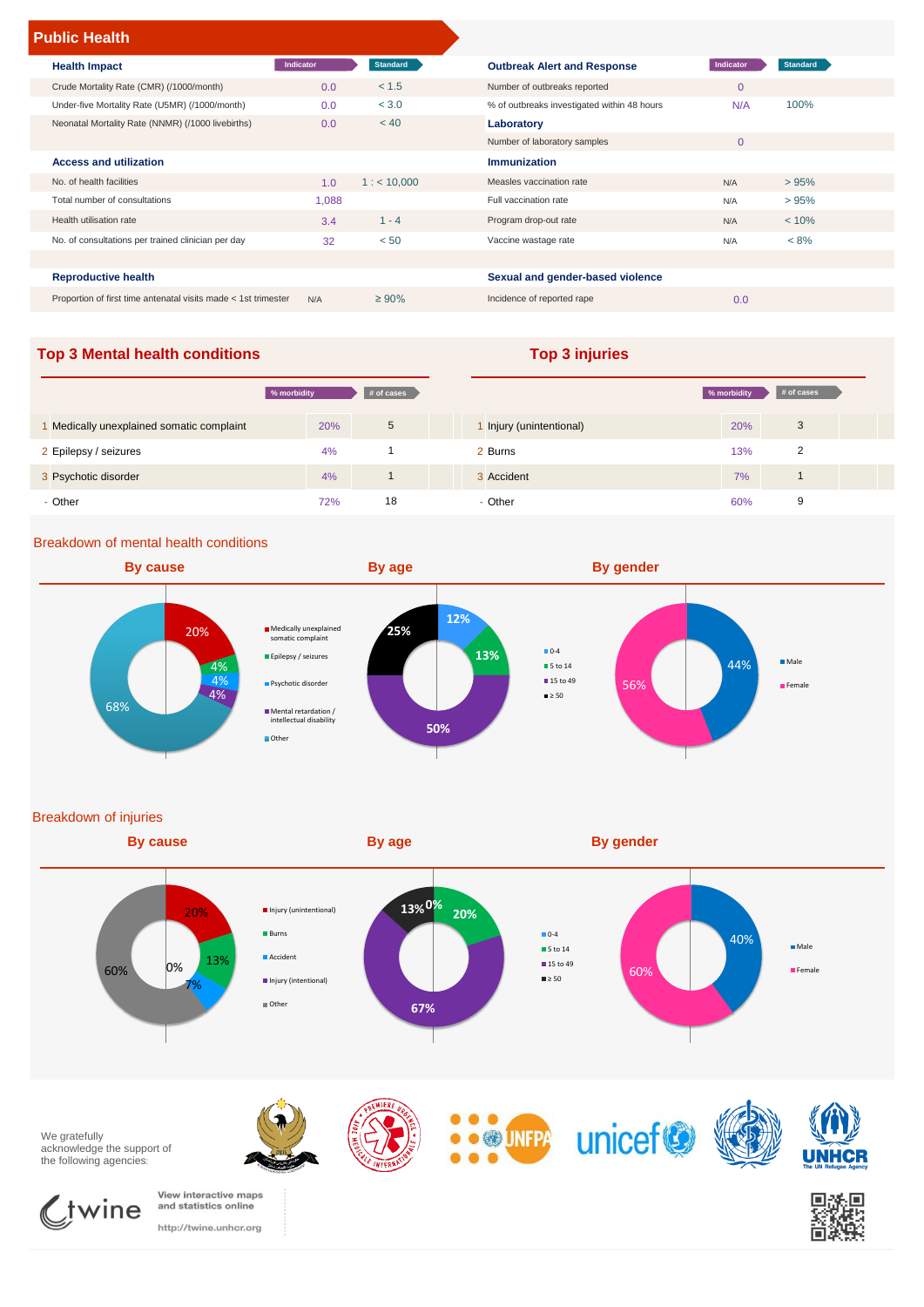## Public Health

| Health Impact | Indicator | Standard |
|---|---|---|
| Crude Mortality Rate (CMR) (/1000/month) | 0.0 | < 1.5 |
| Under-five Mortality Rate (U5MR) (/1000/month) | 0.0 | < 3.0 |
| Neonatal Mortality Rate (NNMR) (/1000 livebirths) | 0.0 | < 40 |
| **Access and utilization** | | |
| No. of health facilities | 1.0 | 1 : < 10,000 |
| Total number of consultations | 1,088 | |
| Health utilisation rate | 3.4 | 1 - 4 |
| No. of consultations per trained clinician per day | 32 | < 50 |
| **Reproductive health** | | |
| Proportion of first time antenatal visits made < 1st trimester | N/A | ≥ 90% |

| Outbreak Alert and Response | Indicator | Standard |
|---|---|---|
| Number of outbreaks reported | 0 | |
| % of outbreaks investigated within 48 hours | N/A | 100% |
| **Laboratory** | | |
| Number of laboratory samples | 0 | |
| **Immunization** | | |
| Measles vaccination rate | N/A | > 95% |
| Full vaccination rate | N/A | > 95% |
| Program drop-out rate | N/A | < 10% |
| Vaccine wastage rate | N/A | < 8% |
| **Sexual and gender-based violence** | | |
| Incidence of reported rape | 0.0 | |

### Top 3 Mental health conditions

| | | % morbidity | # of cases |
|---|---|---|---|
| 1 | Medically unexplained somatic complaint | 20% | 5 |
| 2 | Epilepsy / seizures | 4% | 1 |
| 3 | Psychotic disorder | 4% | 1 |
| - | Other | 72% | 18 |

### Top 3 injuries

| | | % morbidity | # of cases |
|---|---|---|---|
| 1 | Injury (unintentional) | 20% | 3 |
| 2 | Burns | 13% | 2 |
| 3 | Accident | 7% | 1 |
| - | Other | 60% | 9 |

### Breakdown of mental health conditions

**By cause**

20%, 4%, 4%, 4%, 68%

Medically unexplained somatic complaint; Epilepsy / seizures; Psychotic disorder; Mental retardation / intellectual disability; Other

**By age**

12%, 13%, 50%, 25%

0-4; 5 to 14; 15 to 49; ≥ 50

**By gender**

44%, 56%

Male; Female

### Breakdown of injuries

**By cause**

20%, 13%, 7%, 0%, 60%

Injury (unintentional); Burns; Accident; Injury (intentional); Other

**By age**

0%, 20%, 67%, 13%

0-4; 5 to 14; 15 to 49; ≥ 50

**By gender**

40%, 60%

Male; Female

We gratefully acknowledge the support of the following agencies:

twine — View interactive maps and statistics online — http://twine.unhcr.org